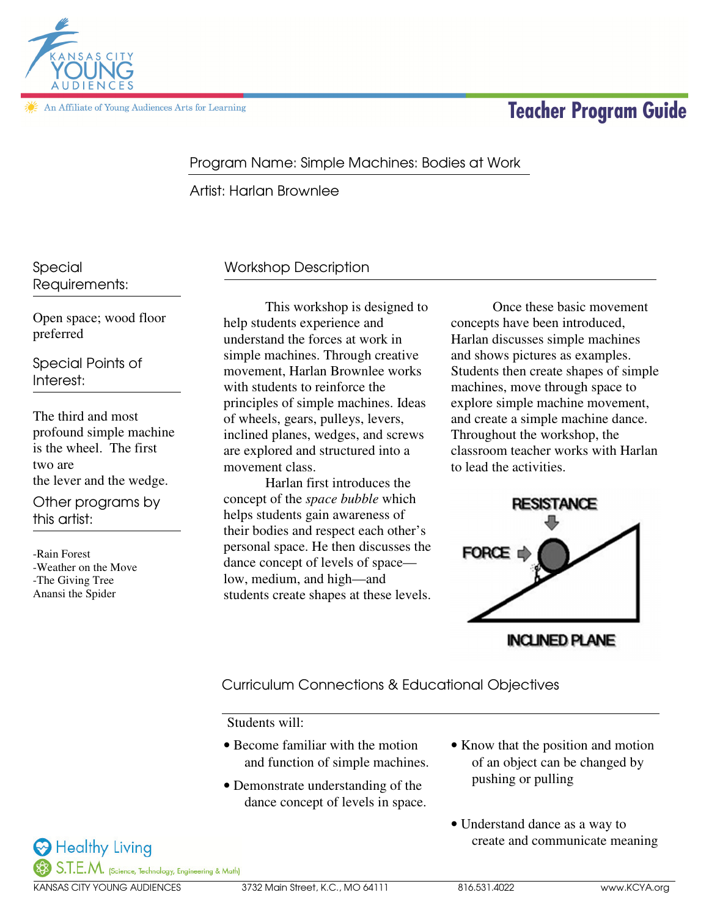# Teacher Program Guide

Kansas City Young Audiences

An Affiliate of Young Audiences Arts for Learning

Program Name: Simple Machines: Bodies at Work

Artist: Harlan Brownlee

## Special Requirements:

Open space; wood floor preferred

## Special Points of Interest:

The third and most profound simple machine is the wheel. The first two are the lever and the wedge.

## Other programs by this artist:

- Rain Forest
- Weather on the Move
- The Giving Tree

Anansi the Spider

## Workshop Description

This workshop is designed to help students experience and understand the forces at work in simple machines. Through creative movement, Harlan Brownlee works with students to reinforce the principles of simple machines. Ideas of wheels, gears, pulleys, levers, inclined planes, wedges, and screws are explored and structured into a movement class.

Harlan first introduces the concept of the *space bubble* which helps students gain awareness of their bodies and respect each other's personal space. He then discusses the dance concept of levels of space—low, medium, and high—and students create shapes at these levels.

Once these basic movement concepts have been introduced, Harlan discusses simple machines and shows pictures as examples. Students then create shapes of simple machines, move through space to explore simple machine movement, and create a simple machine dance. Throughout the workshop, the classroom teacher works with Harlan to lead the activities.

RESISTANCE

FORCE

INCLINED PLANE

## Curriculum Connections & Educational Objectives

Students will:

- Become familiar with the motion and function of simple machines.
- Demonstrate understanding of the dance concept of levels in space.
- Know that the position and motion of an object can be changed by pushing or pulling
- Understand dance as a way to create and communicate meaning

Healthy Living

S.T.E.M. (Science, Technology, Engineering & Math)

KANSAS CITY YOUNG AUDIENCES 3732 Main Street, K.C., MO 64111 816.531.4022 www.KCYA.org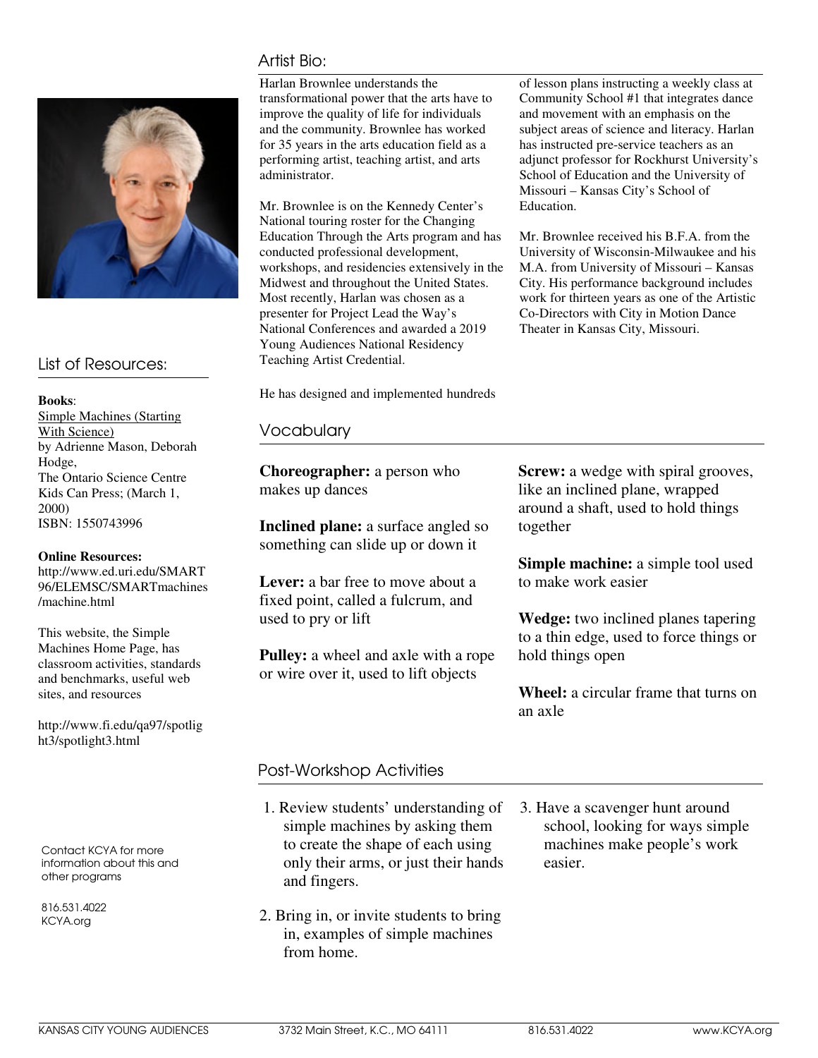## Artist Bio:

Harlan Brownlee understands the transformational power that the arts have to improve the quality of life for individuals and the community. Brownlee has worked for 35 years in the arts education field as a performing artist, teaching artist, and arts administrator.

Mr. Brownlee is on the Kennedy Center's National touring roster for the Changing Education Through the Arts program and has conducted professional development, workshops, and residencies extensively in the Midwest and throughout the United States. Most recently, Harlan was chosen as a presenter for Project Lead the Way's National Conferences and awarded a 2019 Young Audiences National Residency Teaching Artist Credential.

He has designed and implemented hundreds of lesson plans instructing a weekly class at Community School #1 that integrates dance and movement with an emphasis on the subject areas of science and literacy. Harlan has instructed pre-service teachers as an adjunct professor for Rockhurst University's School of Education and the University of Missouri – Kansas City's School of Education.

Mr. Brownlee received his B.F.A. from the University of Wisconsin-Milwaukee and his M.A. from University of Missouri – Kansas City. His performance background includes work for thirteen years as one of the Artistic Co-Directors with City in Motion Dance Theater in Kansas City, Missouri.

## List of Resources:

**Books**:
Simple Machines (Starting With Science)
by Adrienne Mason, Deborah Hodge,
The Ontario Science Centre
Kids Can Press; (March 1, 2000)
ISBN: 1550743996

**Online Resources:**
http://www.ed.uri.edu/SMART96/ELEMSC/SMARTmachines/machine.html

This website, the Simple Machines Home Page, has classroom activities, standards and benchmarks, useful web sites, and resources

http://www.fi.edu/qa97/spotlight3/spotlight3.html

Contact KCYA for more information about this and other programs

816.531.4022
KCYA.org

## Vocabulary

**Choreographer:** a person who makes up dances

**Inclined plane:** a surface angled so something can slide up or down it

**Lever:** a bar free to move about a fixed point, called a fulcrum, and used to pry or lift

**Pulley:** a wheel and axle with a rope or wire over it, used to lift objects

**Screw:** a wedge with spiral grooves, like an inclined plane, wrapped around a shaft, used to hold things together

**Simple machine:** a simple tool used to make work easier

**Wedge:** two inclined planes tapering to a thin edge, used to force things or hold things open

**Wheel:** a circular frame that turns on an axle

## Post-Workshop Activities

1. Review students' understanding of simple machines by asking them to create the shape of each using only their arms, or just their hands and fingers.
2. Bring in, or invite students to bring in, examples of simple machines from home.
3. Have a scavenger hunt around school, looking for ways simple machines make people's work easier.